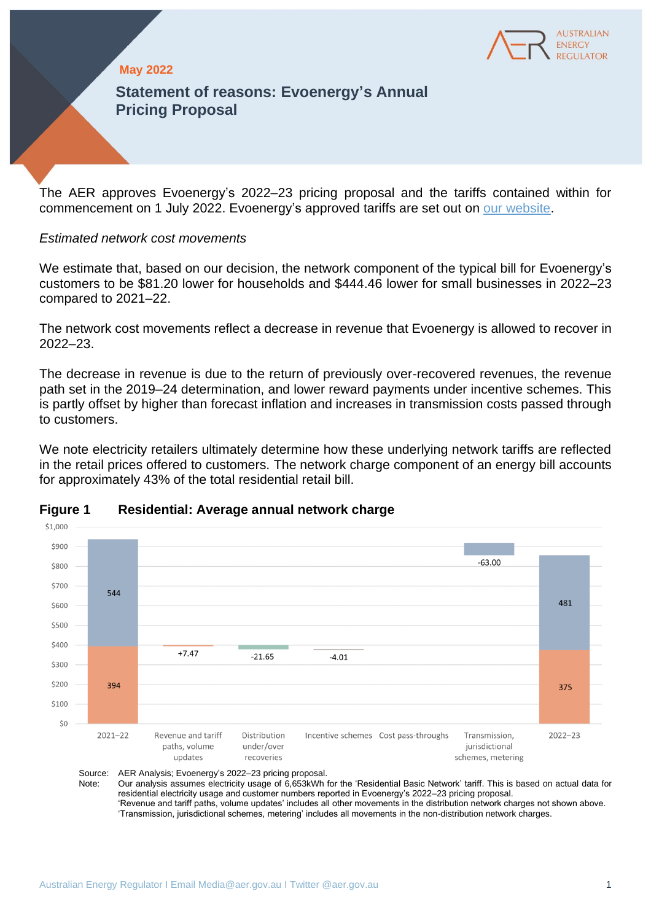May 2022

# Statement of reasons: Evoenergy's Annual Pricing Proposal

The AER approves Evoenergy's 2022–23 pricing proposal and the tariffs contained within for commencement on 1 July 2022. Evoenergy's approved tariffs are set out on our website.

*Estimated network cost movements*

We estimate that, based on our decision, the network component of the typical bill for Evoenergy's customers to be $81.20 lower for households and $444.46 lower for small businesses in 2022–23 compared to 2021–22.

The network cost movements reflect a decrease in revenue that Evoenergy is allowed to recover in 2022–23.

The decrease in revenue is due to the return of previously over-recovered revenues, the revenue path set in the 2019–24 determination, and lower reward payments under incentive schemes. This is partly offset by higher than forecast inflation and increases in transmission costs passed through to customers.

We note electricity retailers ultimately determine how these underlying network tariffs are reflected in the retail prices offered to customers. The network charge component of an energy bill accounts for approximately 43% of the total residential retail bill.

**Figure 1 Residential: Average annual network charge**

| | 2021–22 | Revenue and tariff paths, volume updates | Distribution under/over recoveries | Incentive schemes | Cost pass-throughs | Transmission, jurisdictional schemes, metering | 2022–23 |
|---|---|---|---|---|---|---|---|
| Distribution | 394 | +7.47 | -21.65 | -4.01 | | | 375 |
| Non-distribution | 544 | | | | | -63.00 | 481 |

Source: AER Analysis; Evoenergy's 2022–23 pricing proposal.

Note: Our analysis assumes electricity usage of 6,653kWh for the 'Residential Basic Network' tariff. This is based on actual data for residential electricity usage and customer numbers reported in Evoenergy's 2022–23 pricing proposal.
'Revenue and tariff paths, volume updates' includes all other movements in the distribution network charges not shown above.
'Transmission, jurisdictional schemes, metering' includes all movements in the non-distribution network charges.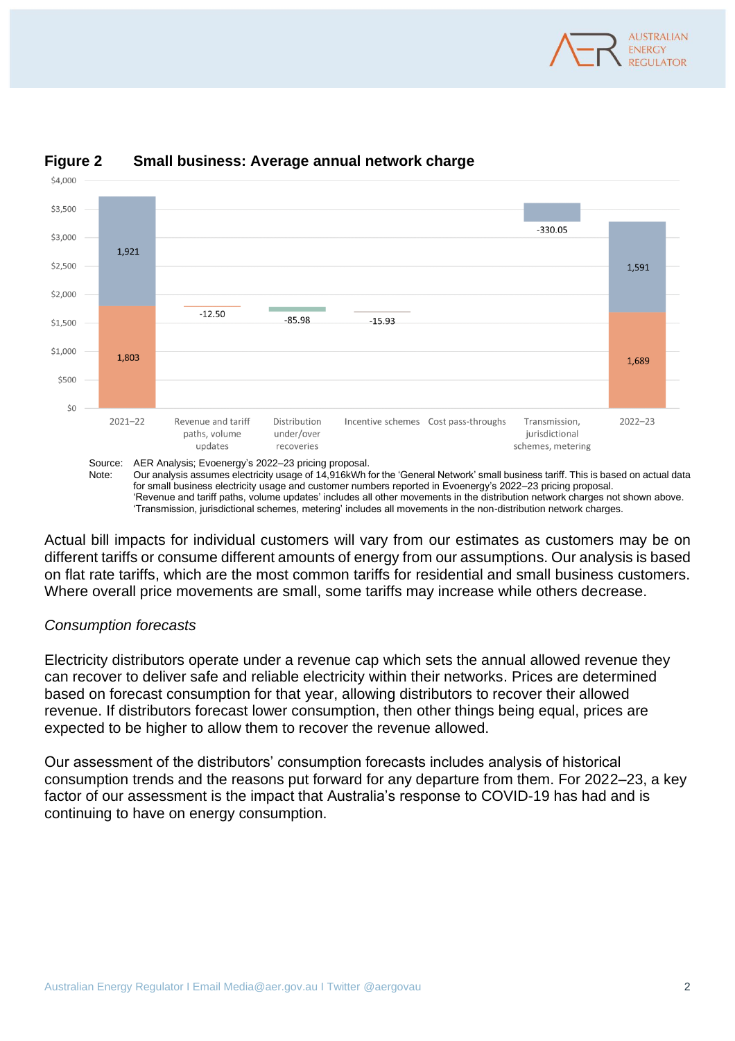**Figure 2 Small business: Average annual network charge**

| | 2021–22 | Revenue and tariff paths, volume updates | Distribution under/over recoveries | Incentive schemes | Cost pass-throughs | Transmission, jurisdictional schemes, metering | 2022–23 |
|---|---|---|---|---|---|---|---|
| Upper component | 1,921 | | | | | | 1,591 |
| Lower component | 1,803 | | | | | | 1,689 |
| Movement | | -12.50 | -85.98 | -15.93 | | -330.05 | |

Source: AER Analysis; Evoenergy's 2022–23 pricing proposal.

Note: Our analysis assumes electricity usage of 14,916kWh for the 'General Network' small business tariff. This is based on actual data for small business electricity usage and customer numbers reported in Evoenergy's 2022–23 pricing proposal. 'Revenue and tariff paths, volume updates' includes all other movements in the distribution network charges not shown above. 'Transmission, jurisdictional schemes, metering' includes all movements in the non-distribution network charges.

Actual bill impacts for individual customers will vary from our estimates as customers may be on different tariffs or consume different amounts of energy from our assumptions. Our analysis is based on flat rate tariffs, which are the most common tariffs for residential and small business customers. Where overall price movements are small, some tariffs may increase while others decrease.

*Consumption forecasts*

Electricity distributors operate under a revenue cap which sets the annual allowed revenue they can recover to deliver safe and reliable electricity within their networks. Prices are determined based on forecast consumption for that year, allowing distributors to recover their allowed revenue. If distributors forecast lower consumption, then other things being equal, prices are expected to be higher to allow them to recover the revenue allowed.

Our assessment of the distributors' consumption forecasts includes analysis of historical consumption trends and the reasons put forward for any departure from them. For 2022–23, a key factor of our assessment is the impact that Australia's response to COVID-19 has had and is continuing to have on energy consumption.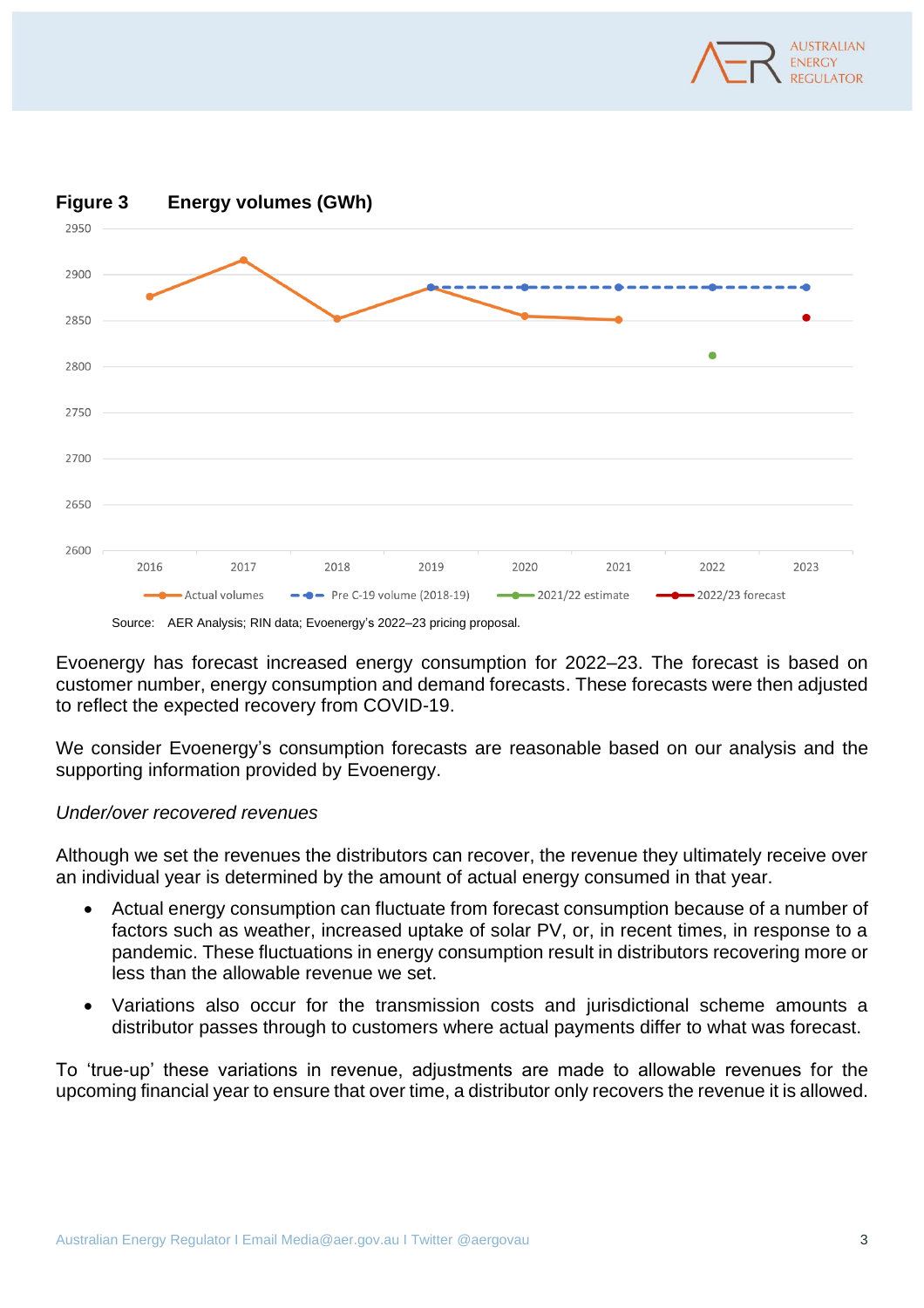**Figure 3 Energy volumes (GWh)**

2950
2900
2850
2800
2750
2700
2650
2600

2016 2017 2018 2019 2020 2021 2022 2023

Actual volumes
Pre C-19 volume (2018-19)
2021/22 estimate
2022/23 forecast

Source: AER Analysis; RIN data; Evoenergy's 2022–23 pricing proposal.

Evoenergy has forecast increased energy consumption for 2022–23. The forecast is based on customer number, energy consumption and demand forecasts. These forecasts were then adjusted to reflect the expected recovery from COVID-19.

We consider Evoenergy's consumption forecasts are reasonable based on our analysis and the supporting information provided by Evoenergy.

*Under/over recovered revenues*

Although we set the revenues the distributors can recover, the revenue they ultimately receive over an individual year is determined by the amount of actual energy consumed in that year.

- Actual energy consumption can fluctuate from forecast consumption because of a number of factors such as weather, increased uptake of solar PV, or, in recent times, in response to a pandemic. These fluctuations in energy consumption result in distributors recovering more or less than the allowable revenue we set.
- Variations also occur for the transmission costs and jurisdictional scheme amounts a distributor passes through to customers where actual payments differ to what was forecast.

To 'true-up' these variations in revenue, adjustments are made to allowable revenues for the upcoming financial year to ensure that over time, a distributor only recovers the revenue it is allowed.